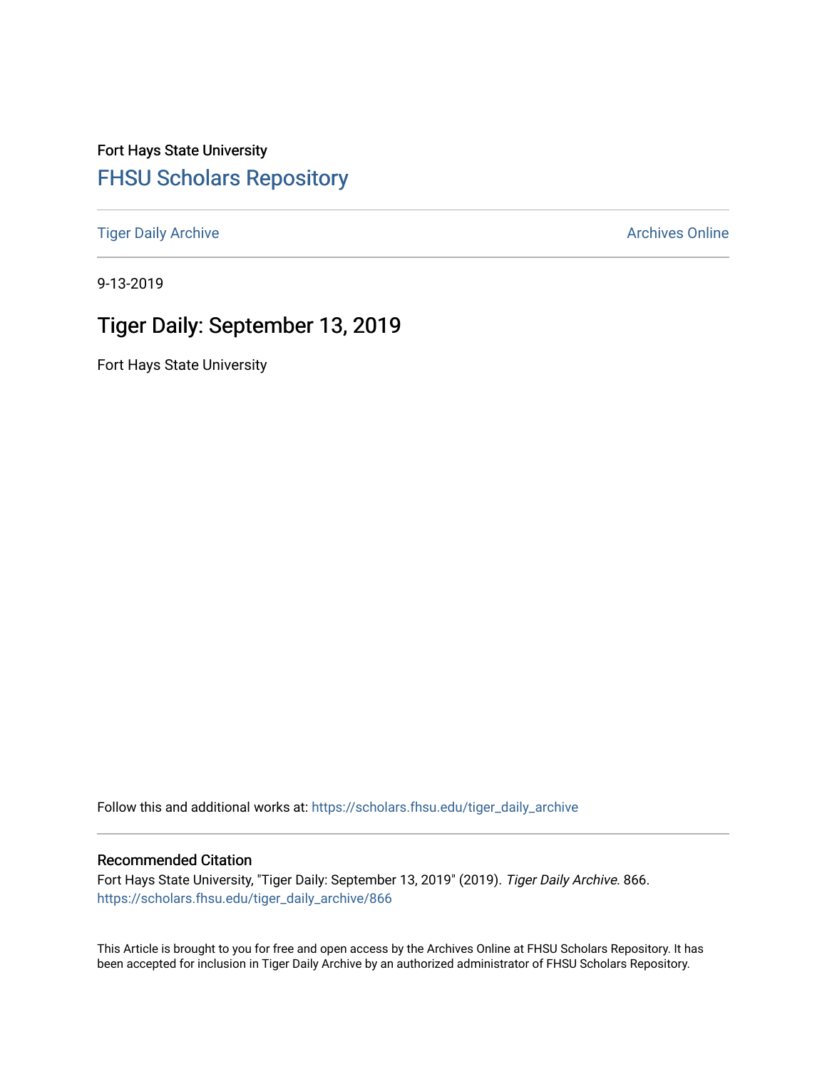Fort Hays State University

## FHSU Scholars Repository

Tiger Daily Archive

Archives Online

9-13-2019

# Tiger Daily: September 13, 2019

Fort Hays State University

Follow this and additional works at: https://scholars.fhsu.edu/tiger_daily_archive

### Recommended Citation

Fort Hays State University, "Tiger Daily: September 13, 2019" (2019). *Tiger Daily Archive*. 866.
https://scholars.fhsu.edu/tiger_daily_archive/866

This Article is brought to you for free and open access by the Archives Online at FHSU Scholars Repository. It has been accepted for inclusion in Tiger Daily Archive by an authorized administrator of FHSU Scholars Repository.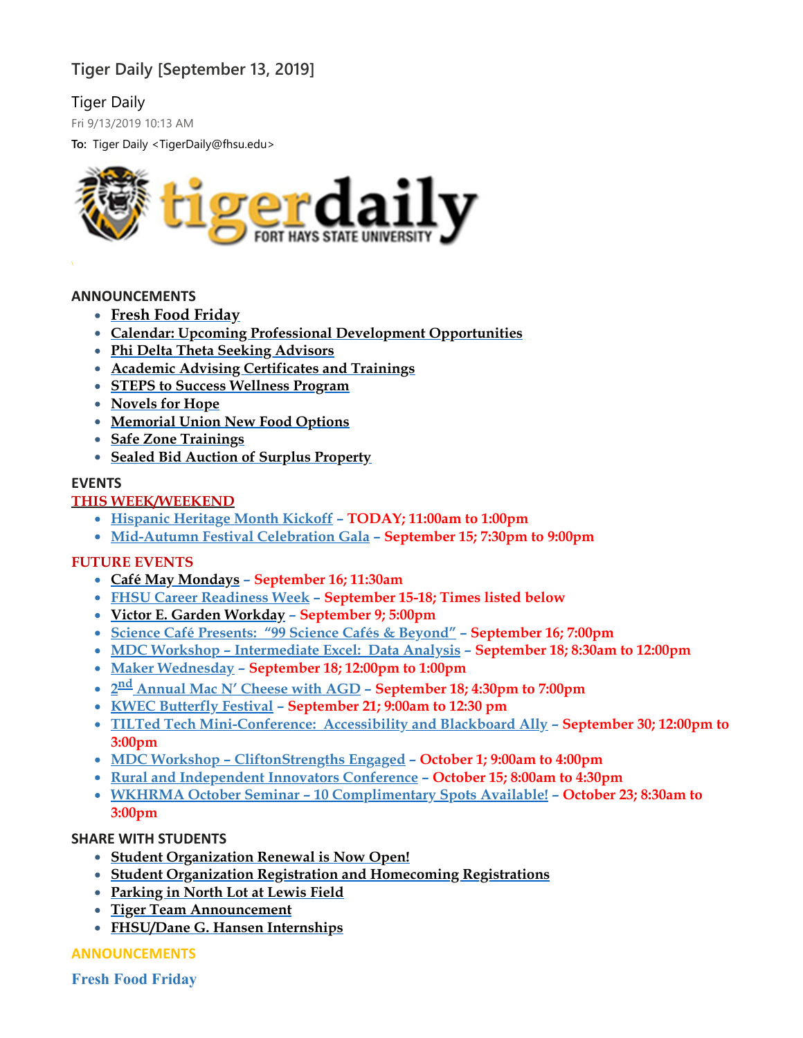# Tiger Daily [September 13, 2019]

Tiger Daily

Fri 9/13/2019 10:13 AM

**To:** Tiger Daily <TigerDaily@fhsu.edu>

## ANNOUNCEMENTS

- Fresh Food Friday
- Calendar: Upcoming Professional Development Opportunities
- Phi Delta Theta Seeking Advisors
- Academic Advising Certificates and Trainings
- STEPS to Success Wellness Program
- Novels for Hope
- Memorial Union New Food Options
- Safe Zone Trainings
- Sealed Bid Auction of Surplus Property

## EVENTS

### THIS WEEK/WEEKEND

- Hispanic Heritage Month Kickoff – **TODAY; 11:00am to 1:00pm**
- Mid-Autumn Festival Celebration Gala – **September 15; 7:30pm to 9:00pm**

### FUTURE EVENTS

- Café May Mondays – **September 16; 11:30am**
- FHSU Career Readiness Week – **September 15-18; Times listed below**
- Victor E. Garden Workday – **September 9; 5:00pm**
- Science Café Presents: "99 Science Cafés & Beyond" – **September 16; 7:00pm**
- MDC Workshop – Intermediate Excel: Data Analysis – **September 18; 8:30am to 12:00pm**
- Maker Wednesday – **September 18; 12:00pm to 1:00pm**
- 2nd Annual Mac N' Cheese with AGD – **September 18; 4:30pm to 7:00pm**
- KWEC Butterfly Festival – **September 21; 9:00am to 12:30 pm**
- TILTed Tech Mini-Conference: Accessibility and Blackboard Ally – **September 30; 12:00pm to 3:00pm**
- MDC Workshop – CliftonStrengths Engaged – **October 1; 9:00am to 4:00pm**
- Rural and Independent Innovators Conference – **October 15; 8:00am to 4:30pm**
- WKHRMA October Seminar – 10 Complimentary Spots Available! – **October 23; 8:30am to 3:00pm**

## SHARE WITH STUDENTS

- Student Organization Renewal is Now Open!
- Student Organization Registration and Homecoming Registrations
- Parking in North Lot at Lewis Field
- Tiger Team Announcement
- FHSU/Dane G. Hansen Internships

## ANNOUNCEMENTS

### Fresh Food Friday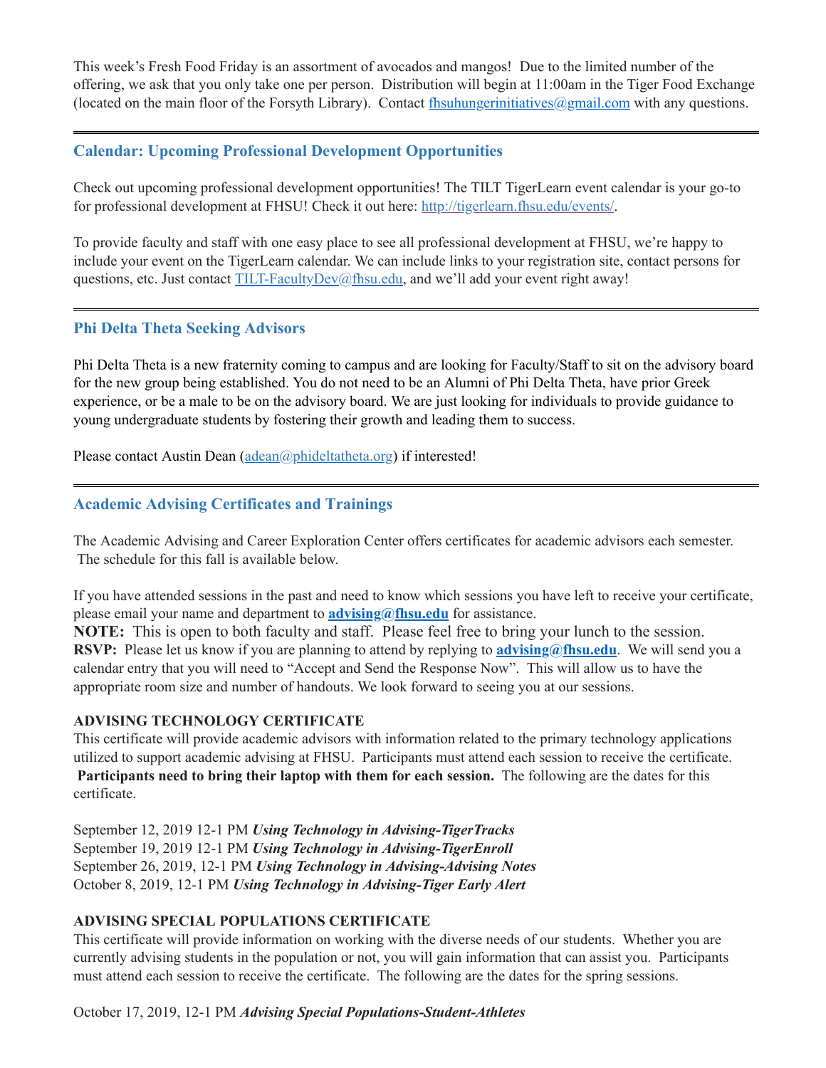This week's Fresh Food Friday is an assortment of avocados and mangos!  Due to the limited number of the offering, we ask that you only take one per person.  Distribution will begin at 11:00am in the Tiger Food Exchange (located on the main floor of the Forsyth Library).  Contact fhsuhungerinitiatives@gmail.com with any questions.

---

## Calendar: Upcoming Professional Development Opportunities

Check out upcoming professional development opportunities! The TILT TigerLearn event calendar is your go-to for professional development at FHSU! Check it out here: http://tigerlearn.fhsu.edu/events/.

To provide faculty and staff with one easy place to see all professional development at FHSU, we're happy to include your event on the TigerLearn calendar. We can include links to your registration site, contact persons for questions, etc. Just contact TILT-FacultyDev@fhsu.edu, and we'll add your event right away!

---

## Phi Delta Theta Seeking Advisors

Phi Delta Theta is a new fraternity coming to campus and are looking for Faculty/Staff to sit on the advisory board for the new group being established. You do not need to be an Alumni of Phi Delta Theta, have prior Greek experience, or be a male to be on the advisory board. We are just looking for individuals to provide guidance to young undergraduate students by fostering their growth and leading them to success.

Please contact Austin Dean (adean@phideltatheta.org) if interested!

---

## Academic Advising Certificates and Trainings

The Academic Advising and Career Exploration Center offers certificates for academic advisors each semester. The schedule for this fall is available below.

If you have attended sessions in the past and need to know which sessions you have left to receive your certificate, please email your name and department to **advising@fhsu.edu** for assistance.

**NOTE:** This is open to both faculty and staff.  Please feel free to bring your lunch to the session.

**RSVP:** Please let us know if you are planning to attend by replying to **advising@fhsu.edu**.  We will send you a calendar entry that you will need to "Accept and Send the Response Now".  This will allow us to have the appropriate room size and number of handouts. We look forward to seeing you at our sessions.

**ADVISING TECHNOLOGY CERTIFICATE**

This certificate will provide academic advisors with information related to the primary technology applications utilized to support academic advising at FHSU.  Participants must attend each session to receive the certificate. **Participants need to bring their laptop with them for each session.** The following are the dates for this certificate.

September 12, 2019 12-1 PM ***Using Technology in Advising-TigerTracks***
September 19, 2019 12-1 PM ***Using Technology in Advising-TigerEnroll***
September 26, 2019, 12-1 PM ***Using Technology in Advising-Advising Notes***
October 8, 2019, 12-1 PM ***Using Technology in Advising-Tiger Early Alert***

**ADVISING SPECIAL POPULATIONS CERTIFICATE**

This certificate will provide information on working with the diverse needs of our students.  Whether you are currently advising students in the population or not, you will gain information that can assist you.  Participants must attend each session to receive the certificate.  The following are the dates for the spring sessions.

October 17, 2019, 12-1 PM ***Advising Special Populations-Student-Athletes***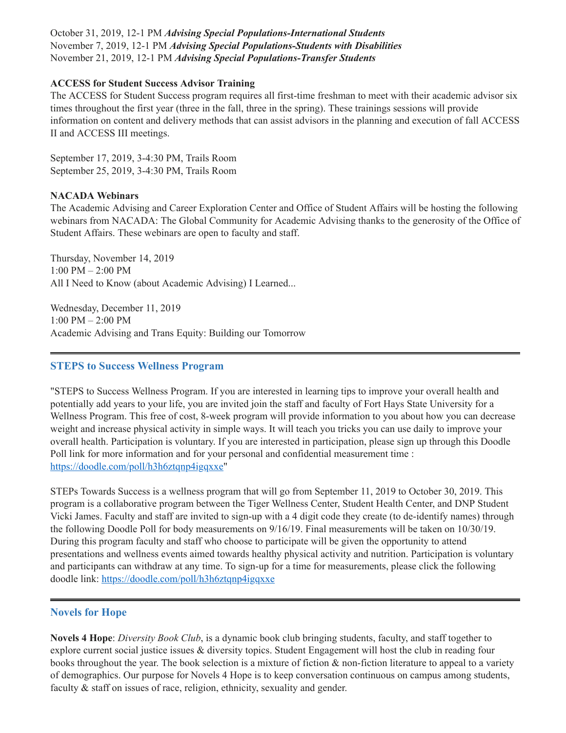October 31, 2019, 12-1 PM ***Advising Special Populations-International Students***
November 7, 2019, 12-1 PM ***Advising Special Populations-Students with Disabilities***
November 21, 2019, 12-1 PM ***Advising Special Populations-Transfer Students***

**ACCESS for Student Success Advisor Training**
The ACCESS for Student Success program requires all first-time freshman to meet with their academic advisor six times throughout the first year (three in the fall, three in the spring). These trainings sessions will provide information on content and delivery methods that can assist advisors in the planning and execution of fall ACCESS II and ACCESS III meetings.

September 17, 2019, 3-4:30 PM, Trails Room
September 25, 2019, 3-4:30 PM, Trails Room

**NACADA Webinars**
The Academic Advising and Career Exploration Center and Office of Student Affairs will be hosting the following webinars from NACADA: The Global Community for Academic Advising thanks to the generosity of the Office of Student Affairs. These webinars are open to faculty and staff.

Thursday, November 14, 2019
1:00 PM – 2:00 PM
All I Need to Know (about Academic Advising) I Learned...

Wednesday, December 11, 2019
1:00 PM – 2:00 PM
Academic Advising and Trans Equity: Building our Tomorrow

---

## STEPS to Success Wellness Program

"STEPS to Success Wellness Program. If you are interested in learning tips to improve your overall health and potentially add years to your life, you are invited join the staff and faculty of Fort Hays State University for a Wellness Program. This free of cost, 8-week program will provide information to you about how you can decrease weight and increase physical activity in simple ways. It will teach you tricks you can use daily to improve your overall health. Participation is voluntary. If you are interested in participation, please sign up through this Doodle Poll link for more information and for your personal and confidential measurement time : [https://doodle.com/poll/h3h6ztqnp4igqxxe](https://doodle.com/poll/h3h6ztqnp4igqxxe)"

STEPs Towards Success is a wellness program that will go from September 11, 2019 to October 30, 2019. This program is a collaborative program between the Tiger Wellness Center, Student Health Center, and DNP Student Vicki James. Faculty and staff are invited to sign-up with a 4 digit code they create (to de-identify names) through the following Doodle Poll for body measurements on 9/16/19. Final measurements will be taken on 10/30/19. During this program faculty and staff who choose to participate will be given the opportunity to attend presentations and wellness events aimed towards healthy physical activity and nutrition. Participation is voluntary and participants can withdraw at any time. To sign-up for a time for measurements, please click the following doodle link: [https://doodle.com/poll/h3h6ztqnp4igqxxe](https://doodle.com/poll/h3h6ztqnp4igqxxe)

---

## Novels for Hope

**Novels 4 Hope**: *Diversity Book Club*, is a dynamic book club bringing students, faculty, and staff together to explore current social justice issues & diversity topics. Student Engagement will host the club in reading four books throughout the year. The book selection is a mixture of fiction & non-fiction literature to appeal to a variety of demographics. Our purpose for Novels 4 Hope is to keep conversation continuous on campus among students, faculty & staff on issues of race, religion, ethnicity, sexuality and gender.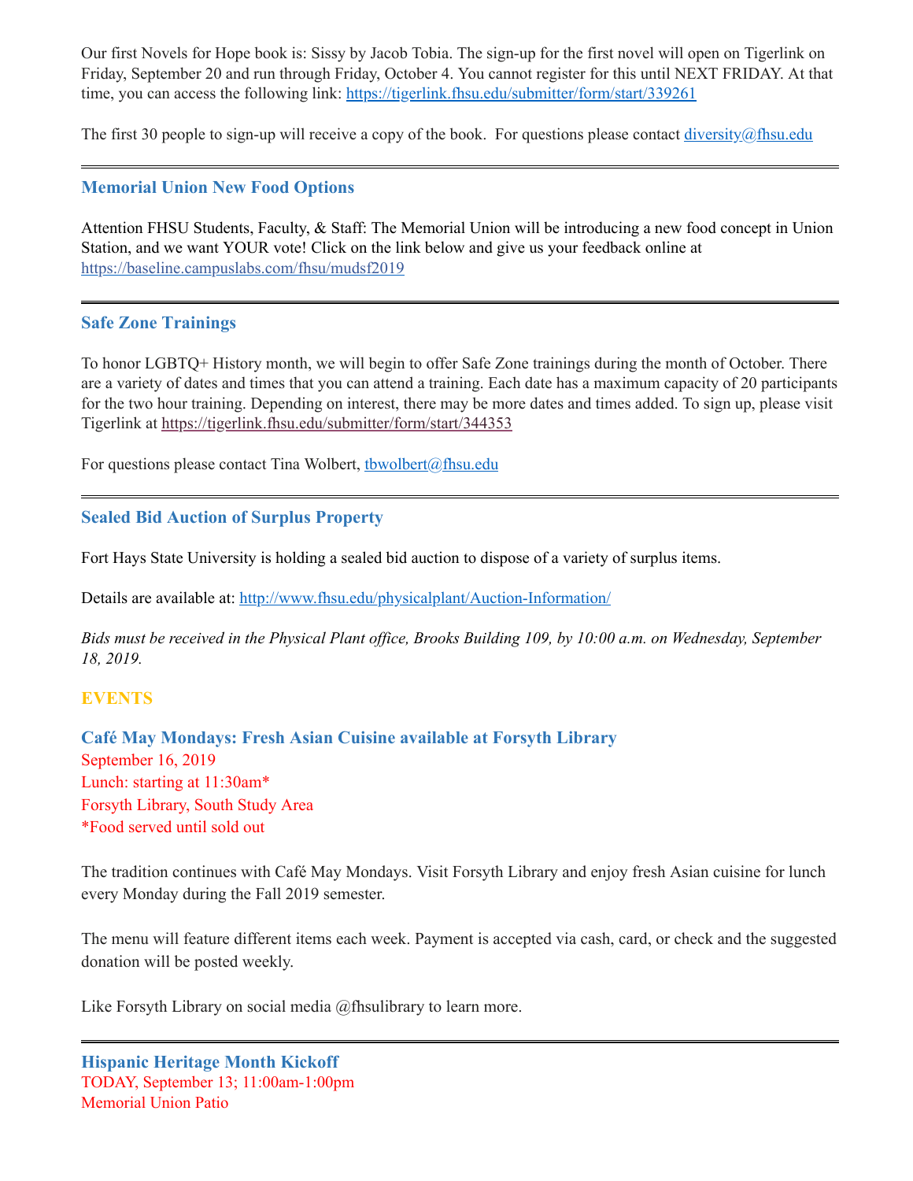Our first Novels for Hope book is: Sissy by Jacob Tobia. The sign-up for the first novel will open on Tigerlink on Friday, September 20 and run through Friday, October 4. You cannot register for this until NEXT FRIDAY. At that time, you can access the following link: https://tigerlink.fhsu.edu/submitter/form/start/339261

The first 30 people to sign-up will receive a copy of the book. For questions please contact diversity@fhsu.edu

---

### Memorial Union New Food Options

Attention FHSU Students, Faculty, & Staff: The Memorial Union will be introducing a new food concept in Union Station, and we want YOUR vote! Click on the link below and give us your feedback online at https://baseline.campuslabs.com/fhsu/mudsf2019

---

### Safe Zone Trainings

To honor LGBTQ+ History month, we will begin to offer Safe Zone trainings during the month of October. There are a variety of dates and times that you can attend a training. Each date has a maximum capacity of 20 participants for the two hour training. Depending on interest, there may be more dates and times added. To sign up, please visit Tigerlink at https://tigerlink.fhsu.edu/submitter/form/start/344353

For questions please contact Tina Wolbert, tbwolbert@fhsu.edu

---

### Sealed Bid Auction of Surplus Property

Fort Hays State University is holding a sealed bid auction to dispose of a variety of surplus items.

Details are available at: http://www.fhsu.edu/physicalplant/Auction-Information/

*Bids must be received in the Physical Plant office, Brooks Building 109, by 10:00 a.m. on Wednesday, September 18, 2019.*

## EVENTS

### Café May Mondays: Fresh Asian Cuisine available at Forsyth Library

September 16, 2019
Lunch: starting at 11:30am*
Forsyth Library, South Study Area
*Food served until sold out

The tradition continues with Café May Mondays. Visit Forsyth Library and enjoy fresh Asian cuisine for lunch every Monday during the Fall 2019 semester.

The menu will feature different items each week. Payment is accepted via cash, card, or check and the suggested donation will be posted weekly.

Like Forsyth Library on social media @fhsulibrary to learn more.

---

### Hispanic Heritage Month Kickoff

TODAY, September 13; 11:00am-1:00pm
Memorial Union Patio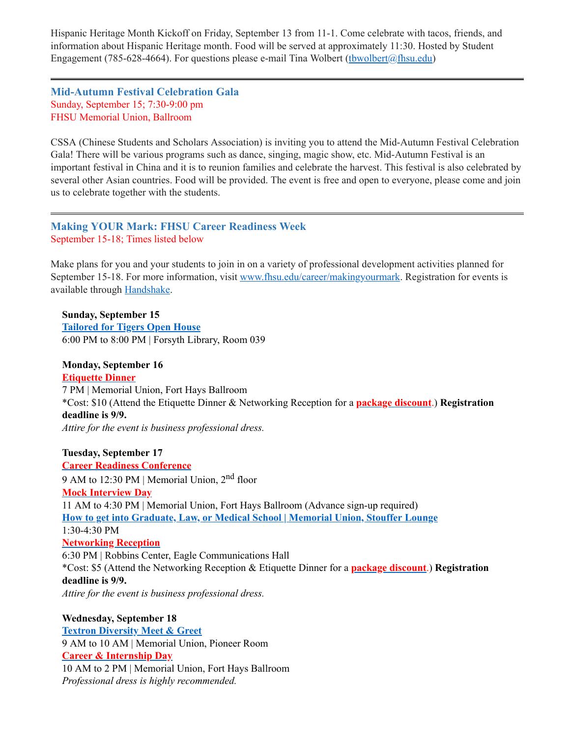Hispanic Heritage Month Kickoff on Friday, September 13 from 11-1. Come celebrate with tacos, friends, and information about Hispanic Heritage month. Food will be served at approximately 11:30. Hosted by Student Engagement (785-628-4664). For questions please e-mail Tina Wolbert (tbwolbert@fhsu.edu)

---

### Mid-Autumn Festival Celebration Gala

Sunday, September 15; 7:30-9:00 pm
FHSU Memorial Union, Ballroom

CSSA (Chinese Students and Scholars Association) is inviting you to attend the Mid-Autumn Festival Celebration Gala! There will be various programs such as dance, singing, magic show, etc. Mid-Autumn Festival is an important festival in China and it is to reunion families and celebrate the harvest. This festival is also celebrated by several other Asian countries. Food will be provided. The event is free and open to everyone, please come and join us to celebrate together with the students.

---

### Making YOUR Mark: FHSU Career Readiness Week

September 15-18; Times listed below

Make plans for you and your students to join in on a variety of professional development activities planned for September 15-18. For more information, visit www.fhsu.edu/career/makingyourmark. Registration for events is available through Handshake.

**Sunday, September 15**
**Tailored for Tigers Open House**
6:00 PM to 8:00 PM | Forsyth Library, Room 039

**Monday, September 16**
**Etiquette Dinner**
7 PM | Memorial Union, Fort Hays Ballroom
*Cost: $10 (Attend the Etiquette Dinner & Networking Reception for a **package discount**.) **Registration deadline is 9/9.**
*Attire for the event is business professional dress.*

**Tuesday, September 17**
**Career Readiness Conference**
9 AM to 12:30 PM | Memorial Union, 2nd floor
**Mock Interview Day**
11 AM to 4:30 PM | Memorial Union, Fort Hays Ballroom (Advance sign-up required)
**How to get into Graduate, Law, or Medical School | Memorial Union, Stouffer Lounge**
1:30-4:30 PM
**Networking Reception**
6:30 PM | Robbins Center, Eagle Communications Hall
*Cost: $5 (Attend the Networking Reception & Etiquette Dinner for a **package discount**.) **Registration deadline is 9/9.**
*Attire for the event is business professional dress.*

**Wednesday, September 18**
**Textron Diversity Meet & Greet**
9 AM to 10 AM | Memorial Union, Pioneer Room
**Career & Internship Day**
10 AM to 2 PM | Memorial Union, Fort Hays Ballroom
*Professional dress is highly recommended.*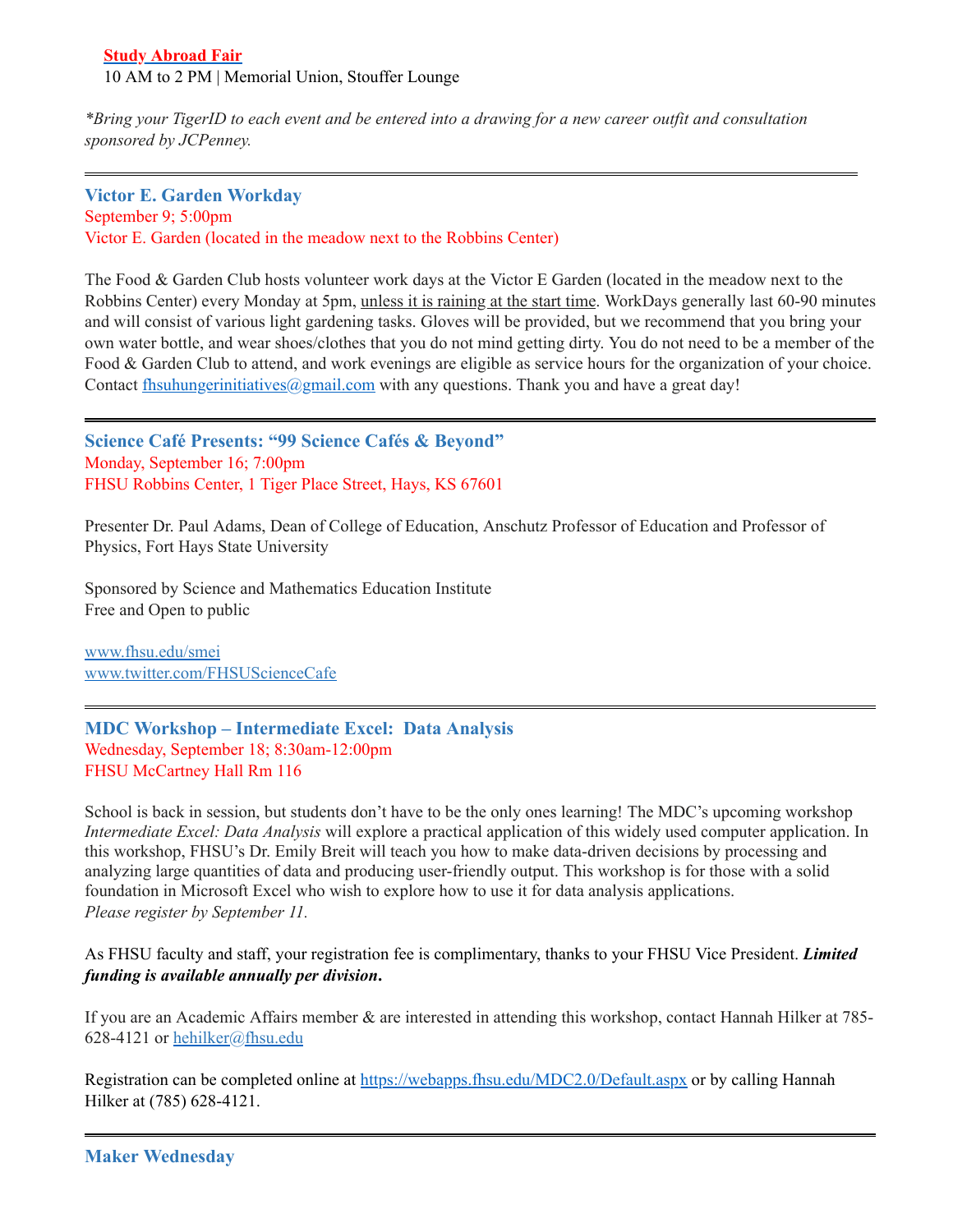**Study Abroad Fair**
10 AM to 2 PM | Memorial Union, Stouffer Lounge

*\*Bring your TigerID to each event and be entered into a drawing for a new career outfit and consultation sponsored by JCPenney.*

---

### Victor E. Garden Workday

September 9; 5:00pm
Victor E. Garden (located in the meadow next to the Robbins Center)

The Food & Garden Club hosts volunteer work days at the Victor E Garden (located in the meadow next to the Robbins Center) every Monday at 5pm, unless it is raining at the start time. WorkDays generally last 60-90 minutes and will consist of various light gardening tasks. Gloves will be provided, but we recommend that you bring your own water bottle, and wear shoes/clothes that you do not mind getting dirty. You do not need to be a member of the Food & Garden Club to attend, and work evenings are eligible as service hours for the organization of your choice. Contact fhsuhungerinitiatives@gmail.com with any questions. Thank you and have a great day!

---

### Science Café Presents: "99 Science Cafés & Beyond"

Monday, September 16; 7:00pm
FHSU Robbins Center, 1 Tiger Place Street, Hays, KS 67601

Presenter Dr. Paul Adams, Dean of College of Education, Anschutz Professor of Education and Professor of Physics, Fort Hays State University

Sponsored by Science and Mathematics Education Institute
Free and Open to public

www.fhsu.edu/smei
www.twitter.com/FHSUScienceCafe

---

### MDC Workshop – Intermediate Excel: Data Analysis

Wednesday, September 18; 8:30am-12:00pm
FHSU McCartney Hall Rm 116

School is back in session, but students don't have to be the only ones learning! The MDC's upcoming workshop *Intermediate Excel: Data Analysis* will explore a practical application of this widely used computer application. In this workshop, FHSU's Dr. Emily Breit will teach you how to make data-driven decisions by processing and analyzing large quantities of data and producing user-friendly output. This workshop is for those with a solid foundation in Microsoft Excel who wish to explore how to use it for data analysis applications.
*Please register by September 11.*

As FHSU faculty and staff, your registration fee is complimentary, thanks to your FHSU Vice President. ***Limited funding is available annually per division*.**

If you are an Academic Affairs member & are interested in attending this workshop, contact Hannah Hilker at 785-628-4121 or hehilker@fhsu.edu

Registration can be completed online at https://webapps.fhsu.edu/MDC2.0/Default.aspx or by calling Hannah Hilker at (785) 628-4121.

---

### Maker Wednesday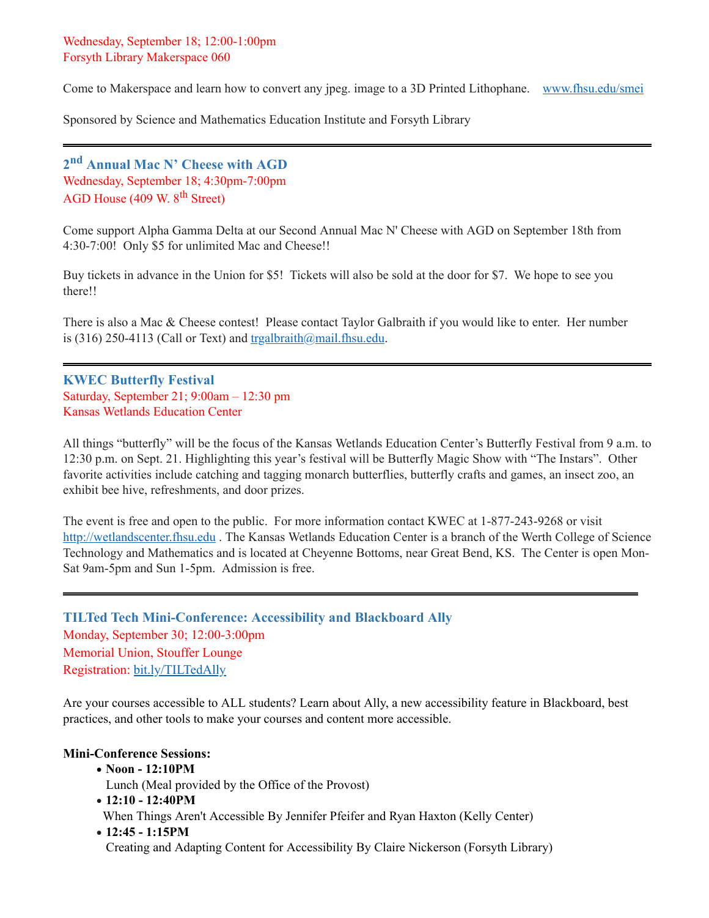Wednesday, September 18; 12:00-1:00pm
Forsyth Library Makerspace 060

Come to Makerspace and learn how to convert any jpeg. image to a 3D Printed Lithophane. [www.fhsu.edu/smei](www.fhsu.edu/smei)

Sponsored by Science and Mathematics Education Institute and Forsyth Library

---

### 2nd Annual Mac N' Cheese with AGD

Wednesday, September 18; 4:30pm-7:00pm
AGD House (409 W. 8th Street)

Come support Alpha Gamma Delta at our Second Annual Mac N' Cheese with AGD on September 18th from 4:30-7:00! Only $5 for unlimited Mac and Cheese!!

Buy tickets in advance in the Union for $5! Tickets will also be sold at the door for $7. We hope to see you there!!

There is also a Mac & Cheese contest! Please contact Taylor Galbraith if you would like to enter. Her number is (316) 250-4113 (Call or Text) and [trgalbraith@mail.fhsu.edu](mailto:trgalbraith@mail.fhsu.edu).

---

### KWEC Butterfly Festival

Saturday, September 21; 9:00am – 12:30 pm
Kansas Wetlands Education Center

All things "butterfly" will be the focus of the Kansas Wetlands Education Center's Butterfly Festival from 9 a.m. to 12:30 p.m. on Sept. 21. Highlighting this year's festival will be Butterfly Magic Show with "The Instars". Other favorite activities include catching and tagging monarch butterflies, butterfly crafts and games, an insect zoo, an exhibit bee hive, refreshments, and door prizes.

The event is free and open to the public. For more information contact KWEC at 1-877-243-9268 or visit [http://wetlandscenter.fhsu.edu](http://wetlandscenter.fhsu.edu) . The Kansas Wetlands Education Center is a branch of the Werth College of Science Technology and Mathematics and is located at Cheyenne Bottoms, near Great Bend, KS. The Center is open Mon-Sat 9am-5pm and Sun 1-5pm. Admission is free.

---

### TILTed Tech Mini-Conference: Accessibility and Blackboard Ally

Monday, September 30; 12:00-3:00pm
Memorial Union, Stouffer Lounge
Registration: [bit.ly/TILTedAlly](bit.ly/TILTedAlly)

Are your courses accessible to ALL students? Learn about Ally, a new accessibility feature in Blackboard, best practices, and other tools to make your courses and content more accessible.

**Mini-Conference Sessions:**

- **Noon - 12:10PM**
  Lunch (Meal provided by the Office of the Provost)
- **12:10 - 12:40PM**
  When Things Aren't Accessible By Jennifer Pfeifer and Ryan Haxton (Kelly Center)
- **12:45 - 1:15PM**
  Creating and Adapting Content for Accessibility By Claire Nickerson (Forsyth Library)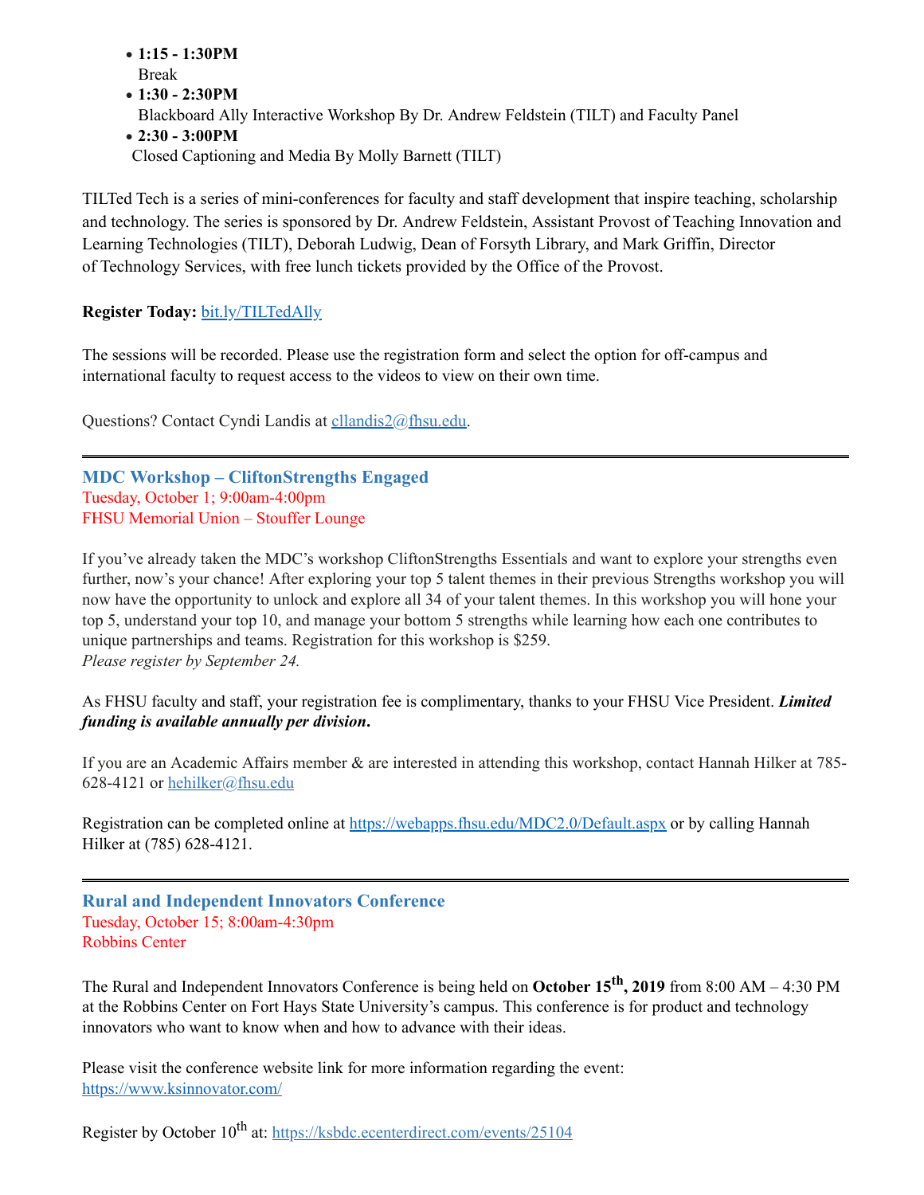- **1:15 - 1:30PM**
  Break
- **1:30 - 2:30PM**
  Blackboard Ally Interactive Workshop By Dr. Andrew Feldstein (TILT) and Faculty Panel
- **2:30 - 3:00PM**
  Closed Captioning and Media By Molly Barnett (TILT)

TILTed Tech is a series of mini-conferences for faculty and staff development that inspire teaching, scholarship and technology. The series is sponsored by Dr. Andrew Feldstein, Assistant Provost of Teaching Innovation and Learning Technologies (TILT), Deborah Ludwig, Dean of Forsyth Library, and Mark Griffin, Director of Technology Services, with free lunch tickets provided by the Office of the Provost.

**Register Today:** bit.ly/TILTedAlly

The sessions will be recorded. Please use the registration form and select the option for off-campus and international faculty to request access to the videos to view on their own time.

Questions? Contact Cyndi Landis at cllandis2@fhsu.edu.

---

### MDC Workshop – CliftonStrengths Engaged

Tuesday, October 1; 9:00am-4:00pm
FHSU Memorial Union – Stouffer Lounge

If you've already taken the MDC's workshop CliftonStrengths Essentials and want to explore your strengths even further, now's your chance! After exploring your top 5 talent themes in their previous Strengths workshop you will now have the opportunity to unlock and explore all 34 of your talent themes. In this workshop you will hone your top 5, understand your top 10, and manage your bottom 5 strengths while learning how each one contributes to unique partnerships and teams. Registration for this workshop is $259.
*Please register by September 24.*

As FHSU faculty and staff, your registration fee is complimentary, thanks to your FHSU Vice President. ***Limited funding is available annually per division*.**

If you are an Academic Affairs member & are interested in attending this workshop, contact Hannah Hilker at 785-628-4121 or hehilker@fhsu.edu

Registration can be completed online at https://webapps.fhsu.edu/MDC2.0/Default.aspx or by calling Hannah Hilker at (785) 628-4121.

---

### Rural and Independent Innovators Conference

Tuesday, October 15; 8:00am-4:30pm
Robbins Center

The Rural and Independent Innovators Conference is being held on **October 15th, 2019** from 8:00 AM – 4:30 PM at the Robbins Center on Fort Hays State University's campus. This conference is for product and technology innovators who want to know when and how to advance with their ideas.

Please visit the conference website link for more information regarding the event:
https://www.ksinnovator.com/

Register by October 10th at: https://ksbdc.ecenterdirect.com/events/25104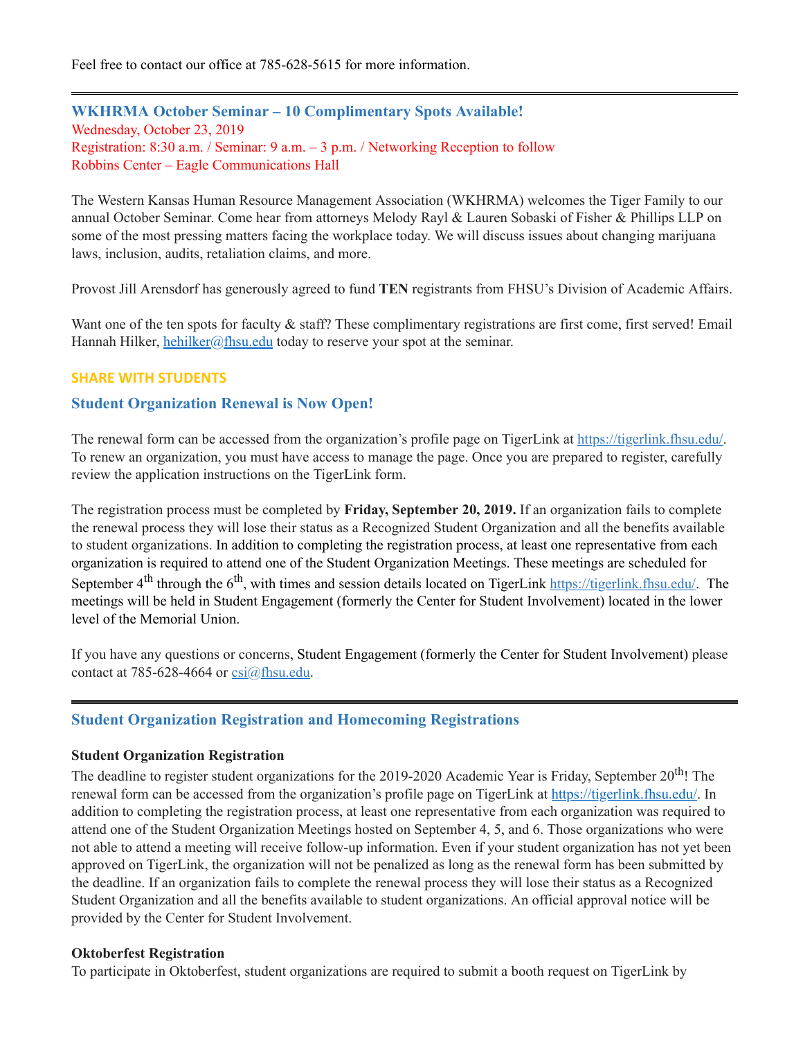Feel free to contact our office at 785-628-5615 for more information.

---

### WKHRMA October Seminar – 10 Complimentary Spots Available!

Wednesday, October 23, 2019
Registration: 8:30 a.m. / Seminar: 9 a.m. – 3 p.m. / Networking Reception to follow
Robbins Center – Eagle Communications Hall

The Western Kansas Human Resource Management Association (WKHRMA) welcomes the Tiger Family to our annual October Seminar. Come hear from attorneys Melody Rayl & Lauren Sobaski of Fisher & Phillips LLP on some of the most pressing matters facing the workplace today. We will discuss issues about changing marijuana laws, inclusion, audits, retaliation claims, and more.

Provost Jill Arensdorf has generously agreed to fund **TEN** registrants from FHSU's Division of Academic Affairs.

Want one of the ten spots for faculty & staff? These complimentary registrations are first come, first served! Email Hannah Hilker, hehilker@fhsu.edu today to reserve your spot at the seminar.

**SHARE WITH STUDENTS**

### Student Organization Renewal is Now Open!

The renewal form can be accessed from the organization's profile page on TigerLink at https://tigerlink.fhsu.edu/. To renew an organization, you must have access to manage the page. Once you are prepared to register, carefully review the application instructions on the TigerLink form.

The registration process must be completed by **Friday, September 20, 2019.** If an organization fails to complete the renewal process they will lose their status as a Recognized Student Organization and all the benefits available to student organizations. In addition to completing the registration process, at least one representative from each organization is required to attend one of the Student Organization Meetings. These meetings are scheduled for September 4th through the 6th, with times and session details located on TigerLink https://tigerlink.fhsu.edu/. The meetings will be held in Student Engagement (formerly the Center for Student Involvement) located in the lower level of the Memorial Union.

If you have any questions or concerns, Student Engagement (formerly the Center for Student Involvement) please contact at 785-628-4664 or csi@fhsu.edu.

---

### Student Organization Registration and Homecoming Registrations

**Student Organization Registration**
The deadline to register student organizations for the 2019-2020 Academic Year is Friday, September 20th! The renewal form can be accessed from the organization's profile page on TigerLink at https://tigerlink.fhsu.edu/. In addition to completing the registration process, at least one representative from each organization was required to attend one of the Student Organization Meetings hosted on September 4, 5, and 6. Those organizations who were not able to attend a meeting will receive follow-up information. Even if your student organization has not yet been approved on TigerLink, the organization will not be penalized as long as the renewal form has been submitted by the deadline. If an organization fails to complete the renewal process they will lose their status as a Recognized Student Organization and all the benefits available to student organizations. An official approval notice will be provided by the Center for Student Involvement.

**Oktoberfest Registration**
To participate in Oktoberfest, student organizations are required to submit a booth request on TigerLink by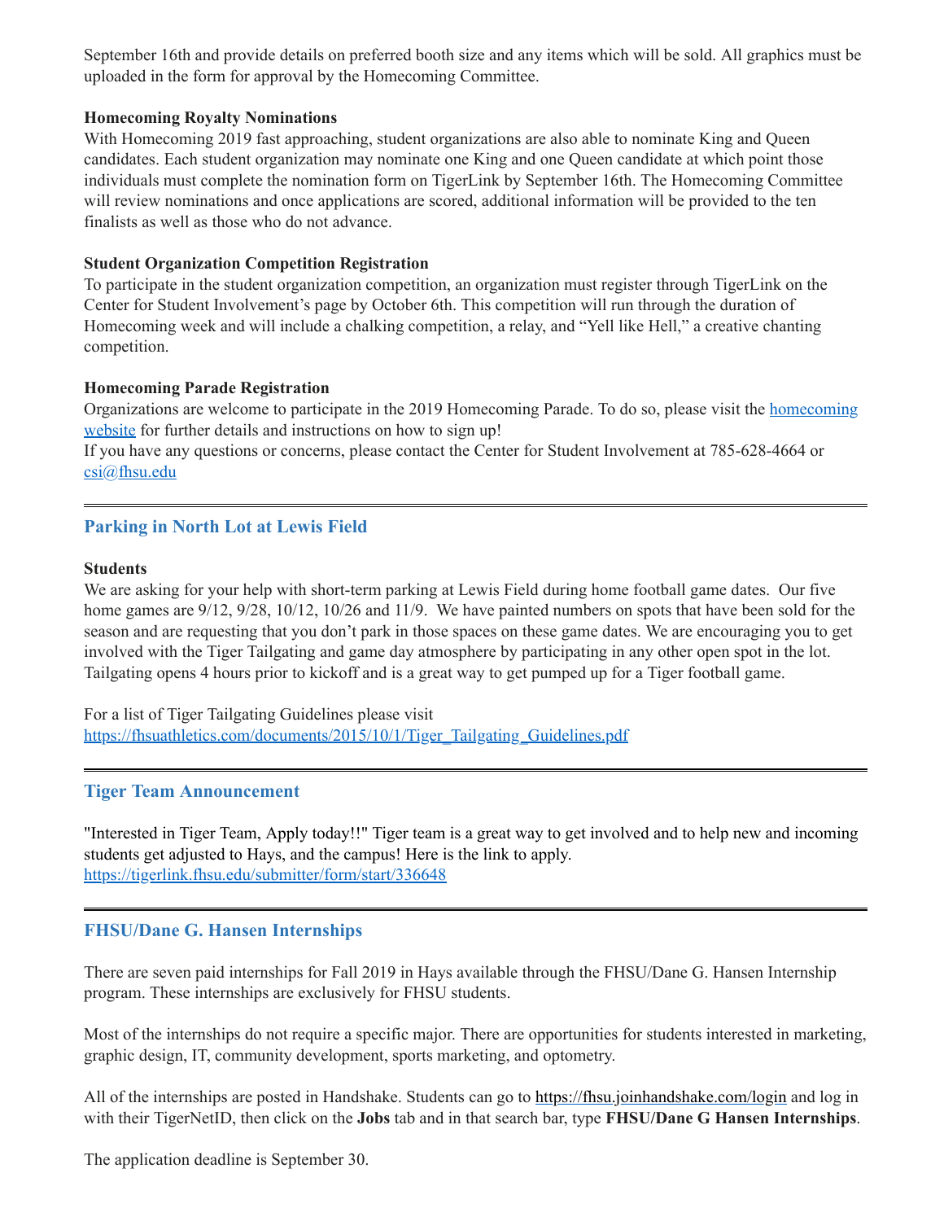September 16th and provide details on preferred booth size and any items which will be sold. All graphics must be uploaded in the form for approval by the Homecoming Committee.

**Homecoming Royalty Nominations**

With Homecoming 2019 fast approaching, student organizations are also able to nominate King and Queen candidates. Each student organization may nominate one King and one Queen candidate at which point those individuals must complete the nomination form on TigerLink by September 16th. The Homecoming Committee will review nominations and once applications are scored, additional information will be provided to the ten finalists as well as those who do not advance.

**Student Organization Competition Registration**

To participate in the student organization competition, an organization must register through TigerLink on the Center for Student Involvement's page by October 6th. This competition will run through the duration of Homecoming week and will include a chalking competition, a relay, and "Yell like Hell," a creative chanting competition.

**Homecoming Parade Registration**

Organizations are welcome to participate in the 2019 Homecoming Parade. To do so, please visit the homecoming website for further details and instructions on how to sign up!

If you have any questions or concerns, please contact the Center for Student Involvement at 785-628-4664 or csi@fhsu.edu

---

## Parking in North Lot at Lewis Field

**Students**

We are asking for your help with short-term parking at Lewis Field during home football game dates. Our five home games are 9/12, 9/28, 10/12, 10/26 and 11/9. We have painted numbers on spots that have been sold for the season and are requesting that you don't park in those spaces on these game dates. We are encouraging you to get involved with the Tiger Tailgating and game day atmosphere by participating in any other open spot in the lot. Tailgating opens 4 hours prior to kickoff and is a great way to get pumped up for a Tiger football game.

For a list of Tiger Tailgating Guidelines please visit
https://fhsuathletics.com/documents/2015/10/1/Tiger_Tailgating_Guidelines.pdf

---

## Tiger Team Announcement

"Interested in Tiger Team, Apply today!!" Tiger team is a great way to get involved and to help new and incoming students get adjusted to Hays, and the campus! Here is the link to apply.
https://tigerlink.fhsu.edu/submitter/form/start/336648

---

## FHSU/Dane G. Hansen Internships

There are seven paid internships for Fall 2019 in Hays available through the FHSU/Dane G. Hansen Internship program. These internships are exclusively for FHSU students.

Most of the internships do not require a specific major. There are opportunities for students interested in marketing, graphic design, IT, community development, sports marketing, and optometry.

All of the internships are posted in Handshake. Students can go to https://fhsu.joinhandshake.com/login and log in with their TigerNetID, then click on the **Jobs** tab and in that search bar, type **FHSU/Dane G Hansen Internships**.

The application deadline is September 30.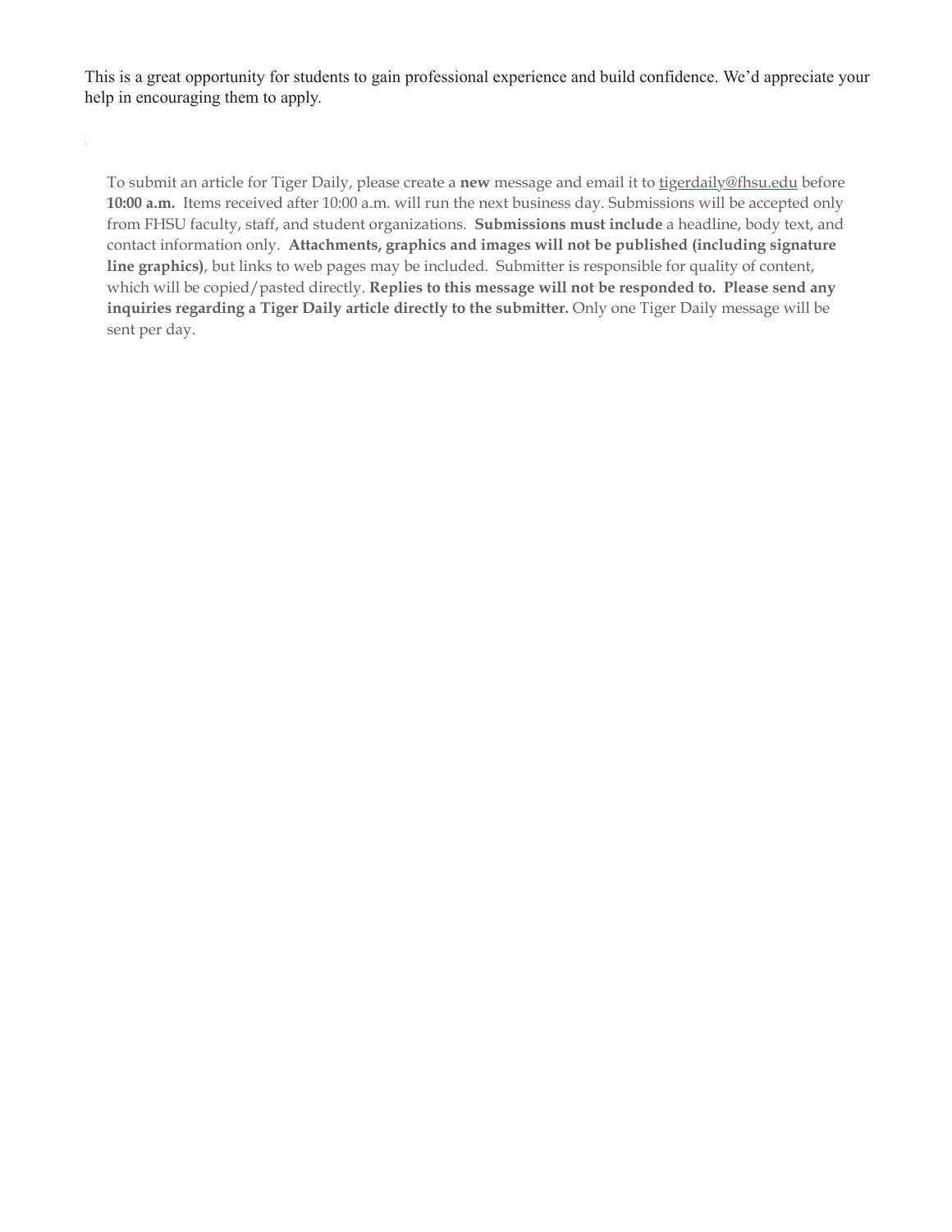This is a great opportunity for students to gain professional experience and build confidence. We'd appreciate your help in encouraging them to apply.

To submit an article for Tiger Daily, please create a **new** message and email it to tigerdaily@fhsu.edu before **10:00 a.m.** Items received after 10:00 a.m. will run the next business day. Submissions will be accepted only from FHSU faculty, staff, and student organizations. **Submissions must include** a headline, body text, and contact information only. **Attachments, graphics and images will not be published (including signature line graphics)**, but links to web pages may be included. Submitter is responsible for quality of content, which will be copied/pasted directly. **Replies to this message will not be responded to. Please send any inquiries regarding a Tiger Daily article directly to the submitter.** Only one Tiger Daily message will be sent per day.